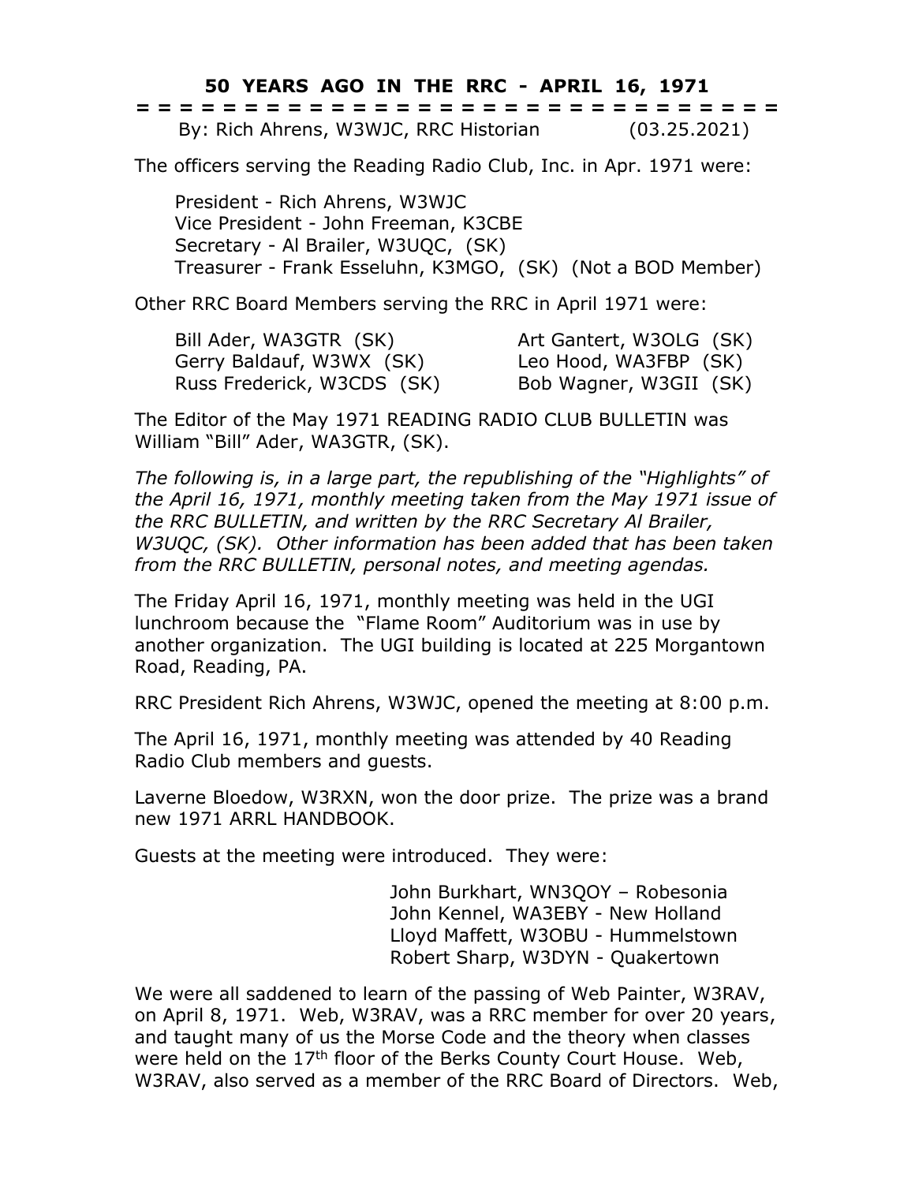# 50 YEARS AGO IN THE RRC - APRIL 16, 1971

= = = = = = = = = = = = = = = = = = = = = = = = = = = = = = = = =

By: Rich Ahrens, W3WJC, RRC Historian (03.25.2021)

The officers serving the Reading Radio Club, Inc. in Apr. 1971 were:

President - Rich Ahrens, W3WJC
Vice President - John Freeman, K3CBE
Secretary - Al Brailer, W3UQC, (SK)
Treasurer - Frank Esseluhn, K3MGO, (SK) (Not a BOD Member)

Other RRC Board Members serving the RRC in April 1971 were:

Bill Ader, WA3GTR (SK)
Gerry Baldauf, W3WX (SK)
Russ Frederick, W3CDS (SK)
Art Gantert, W3OLG (SK)
Leo Hood, WA3FBP (SK)
Bob Wagner, W3GII (SK)

The Editor of the May 1971 READING RADIO CLUB BULLETIN was William "Bill" Ader, WA3GTR, (SK).

*The following is, in a large part, the republishing of the "Highlights" of the April 16, 1971, monthly meeting taken from the May 1971 issue of the RRC BULLETIN, and written by the RRC Secretary Al Brailer, W3UQC, (SK). Other information has been added that has been taken from the RRC BULLETIN, personal notes, and meeting agendas.*

The Friday April 16, 1971, monthly meeting was held in the UGI lunchroom because the "Flame Room" Auditorium was in use by another organization. The UGI building is located at 225 Morgantown Road, Reading, PA.

RRC President Rich Ahrens, W3WJC, opened the meeting at 8:00 p.m.

The April 16, 1971, monthly meeting was attended by 40 Reading Radio Club members and guests.

Laverne Bloedow, W3RXN, won the door prize. The prize was a brand new 1971 ARRL HANDBOOK.

Guests at the meeting were introduced. They were:

John Burkhart, WN3QOY – Robesonia
John Kennel, WA3EBY - New Holland
Lloyd Maffett, W3OBU - Hummelstown
Robert Sharp, W3DYN - Quakertown

We were all saddened to learn of the passing of Web Painter, W3RAV, on April 8, 1971. Web, W3RAV, was a RRC member for over 20 years, and taught many of us the Morse Code and the theory when classes were held on the 17th floor of the Berks County Court House. Web, W3RAV, also served as a member of the RRC Board of Directors. Web,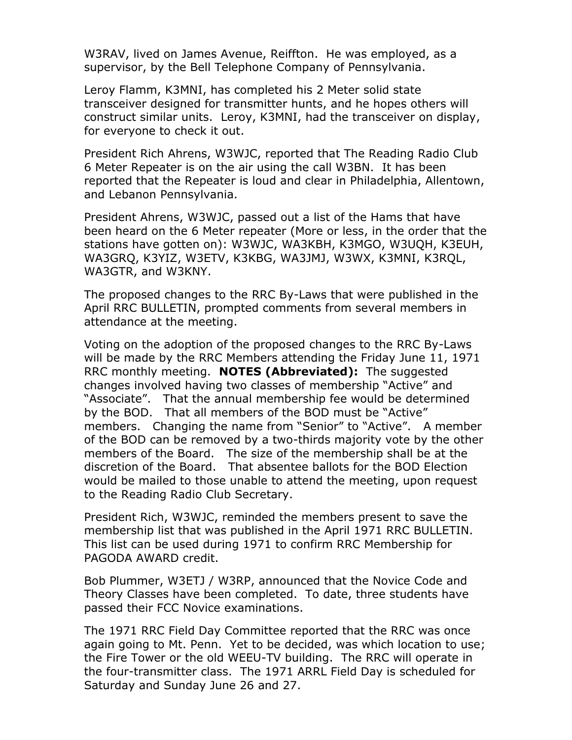W3RAV, lived on James Avenue, Reiffton. He was employed, as a supervisor, by the Bell Telephone Company of Pennsylvania.

Leroy Flamm, K3MNI, has completed his 2 Meter solid state transceiver designed for transmitter hunts, and he hopes others will construct similar units. Leroy, K3MNI, had the transceiver on display, for everyone to check it out.

President Rich Ahrens, W3WJC, reported that The Reading Radio Club 6 Meter Repeater is on the air using the call W3BN. It has been reported that the Repeater is loud and clear in Philadelphia, Allentown, and Lebanon Pennsylvania.

President Ahrens, W3WJC, passed out a list of the Hams that have been heard on the 6 Meter repeater (More or less, in the order that the stations have gotten on): W3WJC, WA3KBH, K3MGO, W3UQH, K3EUH, WA3GRQ, K3YIZ, W3ETV, K3KBG, WA3JMJ, W3WX, K3MNI, K3RQL, WA3GTR, and W3KNY.

The proposed changes to the RRC By-Laws that were published in the April RRC BULLETIN, prompted comments from several members in attendance at the meeting.

Voting on the adoption of the proposed changes to the RRC By-Laws will be made by the RRC Members attending the Friday June 11, 1971 RRC monthly meeting. **NOTES (Abbreviated):** The suggested changes involved having two classes of membership "Active" and "Associate". That the annual membership fee would be determined by the BOD. That all members of the BOD must be "Active" members. Changing the name from "Senior" to "Active". A member of the BOD can be removed by a two-thirds majority vote by the other members of the Board. The size of the membership shall be at the discretion of the Board. That absentee ballots for the BOD Election would be mailed to those unable to attend the meeting, upon request to the Reading Radio Club Secretary.

President Rich, W3WJC, reminded the members present to save the membership list that was published in the April 1971 RRC BULLETIN. This list can be used during 1971 to confirm RRC Membership for PAGODA AWARD credit.

Bob Plummer, W3ETJ / W3RP, announced that the Novice Code and Theory Classes have been completed. To date, three students have passed their FCC Novice examinations.

The 1971 RRC Field Day Committee reported that the RRC was once again going to Mt. Penn. Yet to be decided, was which location to use; the Fire Tower or the old WEEU-TV building. The RRC will operate in the four-transmitter class. The 1971 ARRL Field Day is scheduled for Saturday and Sunday June 26 and 27.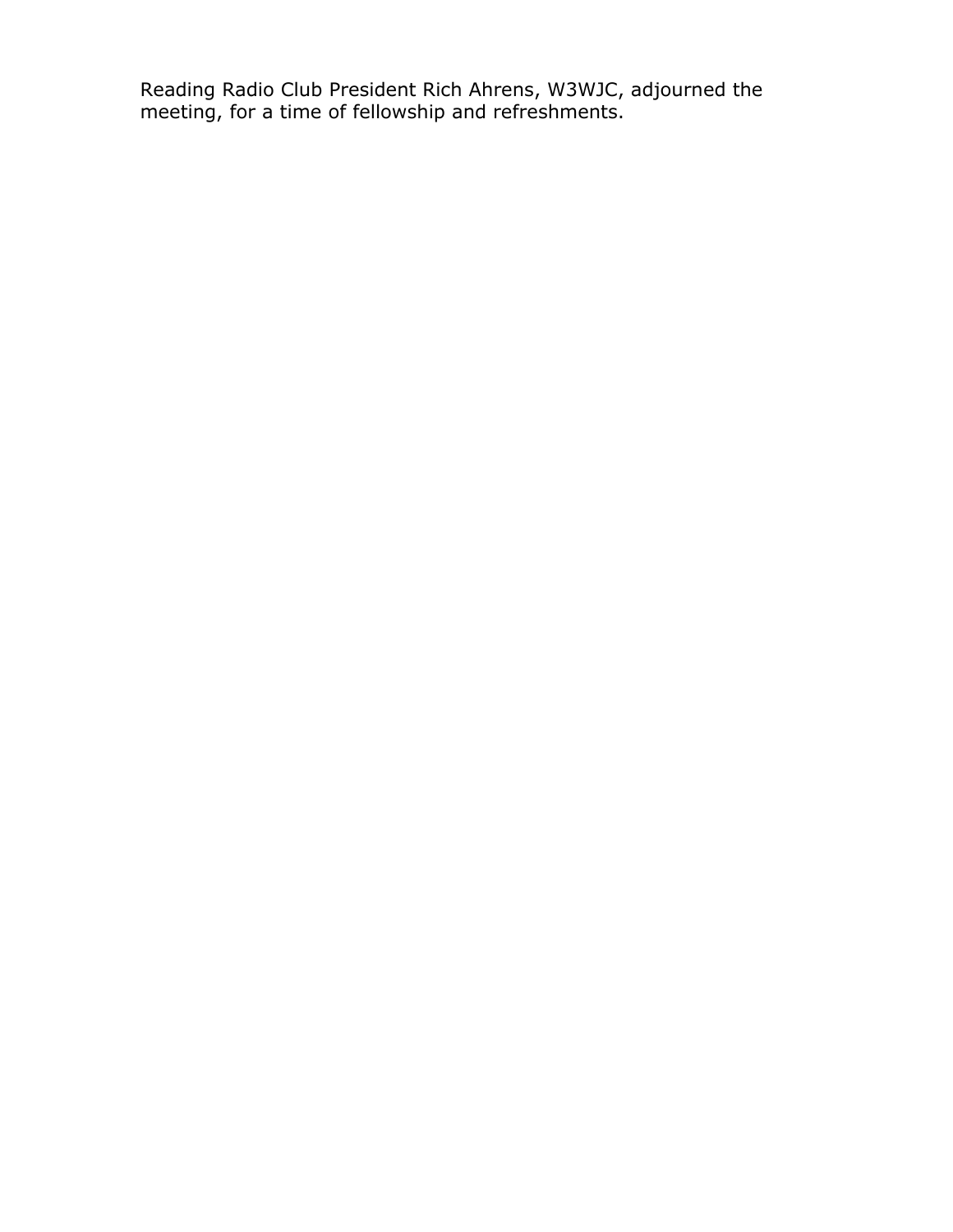Reading Radio Club President Rich Ahrens, W3WJC, adjourned the meeting, for a time of fellowship and refreshments.